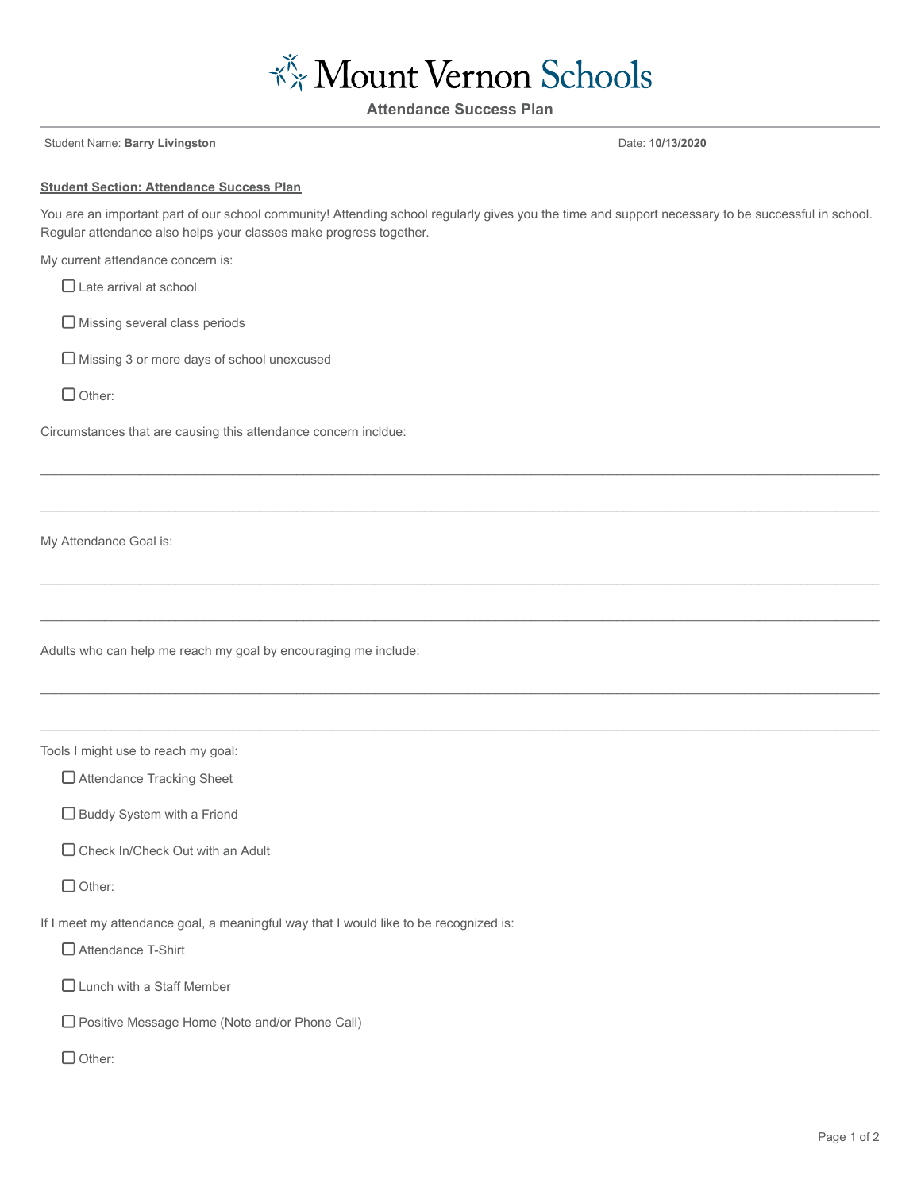# Mount Vernon Schools

## Attendance Success Plan

Student Name: **Barry Livingston**

Date: **10/13/2020**

**Student Section: Attendance Success Plan**

You are an important part of our school community! Attending school regularly gives you the time and support necessary to be successful in school. Regular attendance also helps your classes make progress together.

My current attendance concern is:

- ☐ Late arrival at school
- ☐ Missing several class periods
- ☐ Missing 3 or more days of school unexcused
- ☐ Other:

Circumstances that are causing this attendance concern incldue:

______________________________________________________________________________

______________________________________________________________________________

My Attendance Goal is:

______________________________________________________________________________

______________________________________________________________________________

Adults who can help me reach my goal by encouraging me include:

______________________________________________________________________________

______________________________________________________________________________

Tools I might use to reach my goal:

- ☐ Attendance Tracking Sheet
- ☐ Buddy System with a Friend
- ☐ Check In/Check Out with an Adult
- ☐ Other:

If I meet my attendance goal, a meaningful way that I would like to be recognized is:

- ☐ Attendance T-Shirt
- ☐ Lunch with a Staff Member
- ☐ Positive Message Home (Note and/or Phone Call)
- ☐ Other: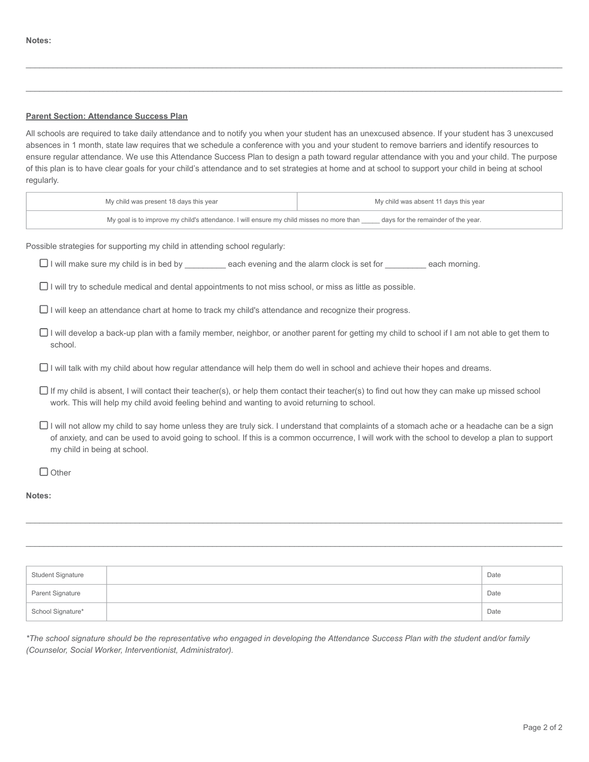**Notes:**

\_\_\_\_\_\_\_\_\_\_\_\_\_\_\_\_\_\_\_\_\_\_\_\_\_\_\_\_\_\_\_\_\_\_\_\_\_\_\_\_\_\_\_\_\_\_\_\_\_\_\_\_\_\_\_\_\_\_\_\_\_\_\_\_\_\_\_\_\_\_\_\_\_\_\_\_\_\_

\_\_\_\_\_\_\_\_\_\_\_\_\_\_\_\_\_\_\_\_\_\_\_\_\_\_\_\_\_\_\_\_\_\_\_\_\_\_\_\_\_\_\_\_\_\_\_\_\_\_\_\_\_\_\_\_\_\_\_\_\_\_\_\_\_\_\_\_\_\_\_\_\_\_\_\_\_\_

**Parent Section: Attendance Success Plan**

All schools are required to take daily attendance and to notify you when your student has an unexcused absence. If your student has 3 unexcused absences in 1 month, state law requires that we schedule a conference with you and your student to remove barriers and identify resources to ensure regular attendance. We use this Attendance Success Plan to design a path toward regular attendance with you and your child. The purpose of this plan is to have clear goals for your child's attendance and to set strategies at home and at school to support your child in being at school regularly.

| | |
|---|---|
| My child was present 18 days this year | My child was absent 11 days this year |
| My goal is to improve my child's attendance. I will ensure my child misses no more than _____ days for the remainder of the year. | |

Possible strategies for supporting my child in attending school regularly:

- ☐ I will make sure my child is in bed by _________ each evening and the alarm clock is set for _________ each morning.
- ☐ I will try to schedule medical and dental appointments to not miss school, or miss as little as possible.
- ☐ I will keep an attendance chart at home to track my child's attendance and recognize their progress.
- ☐ I will develop a back-up plan with a family member, neighbor, or another parent for getting my child to school if I am not able to get them to school.
- ☐ I will talk with my child about how regular attendance will help them do well in school and achieve their hopes and dreams.
- ☐ If my child is absent, I will contact their teacher(s), or help them contact their teacher(s) to find out how they can make up missed school work. This will help my child avoid feeling behind and wanting to avoid returning to school.
- ☐ I will not allow my child to say home unless they are truly sick. I understand that complaints of a stomach ache or a headache can be a sign of anxiety, and can be used to avoid going to school. If this is a common occurrence, I will work with the school to develop a plan to support my child in being at school.
- ☐ Other

**Notes:**

\_\_\_\_\_\_\_\_\_\_\_\_\_\_\_\_\_\_\_\_\_\_\_\_\_\_\_\_\_\_\_\_\_\_\_\_\_\_\_\_\_\_\_\_\_\_\_\_\_\_\_\_\_\_\_\_\_\_\_\_\_\_\_\_\_\_\_\_\_\_\_\_\_\_\_\_\_\_

\_\_\_\_\_\_\_\_\_\_\_\_\_\_\_\_\_\_\_\_\_\_\_\_\_\_\_\_\_\_\_\_\_\_\_\_\_\_\_\_\_\_\_\_\_\_\_\_\_\_\_\_\_\_\_\_\_\_\_\_\_\_\_\_\_\_\_\_\_\_\_\_\_\_\_\_\_\_

| | | |
|---|---|---|
| Student Signature | | Date |
| Parent Signature | | Date |
| School Signature* | | Date |

*\*The school signature should be the representative who engaged in developing the Attendance Success Plan with the student and/or family (Counselor, Social Worker, Interventionist, Administrator).*